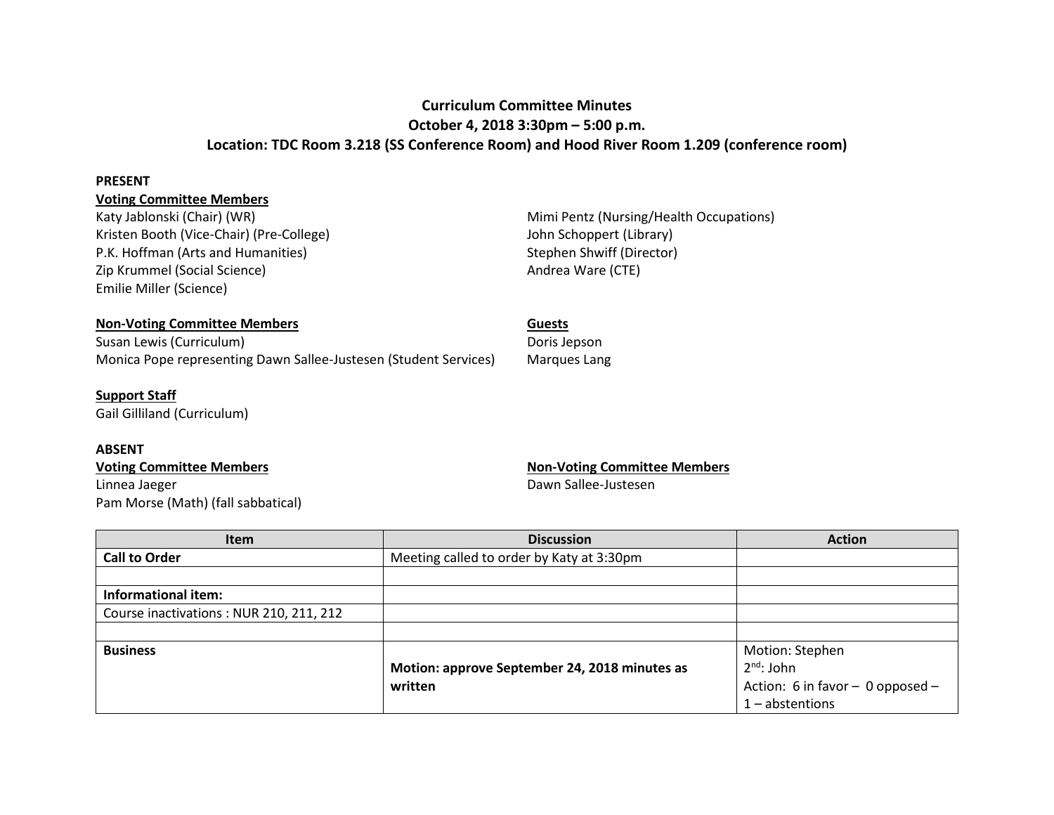**Curriculum Committee Minutes**
**October 4, 2018 3:30pm – 5:00 p.m.**
**Location: TDC Room 3.218 (SS Conference Room) and Hood River Room 1.209 (conference room)**

**PRESENT**

**Voting Committee Members**

Katy Jablonski (Chair) (WR)
Kristen Booth (Vice-Chair) (Pre-College)
P.K. Hoffman (Arts and Humanities)
Zip Krummel (Social Science)
Emilie Miller (Science)
Mimi Pentz (Nursing/Health Occupations)
John Schoppert (Library)
Stephen Shwiff (Director)
Andrea Ware (CTE)

**Non-Voting Committee Members**

Susan Lewis (Curriculum)
Monica Pope representing Dawn Sallee-Justesen (Student Services)

**Guests**

Doris Jepson
Marques Lang

**Support Staff**

Gail Gilliland (Curriculum)

**ABSENT**

**Voting Committee Members**

Linnea Jaeger
Pam Morse (Math) (fall sabbatical)

**Non-Voting Committee Members**

Dawn Sallee-Justesen

| Item | Discussion | Action |
|---|---|---|
| **Call to Order** | Meeting called to order by Katy at 3:30pm | |
| | | |
| **Informational item:** | | |
| Course inactivations : NUR 210, 211, 212 | | |
| | | |
| **Business** | **Motion: approve September 24, 2018 minutes as written** | Motion: Stephen<br>2nd: John<br>Action: 6 in favor – 0 opposed – 1 – abstentions |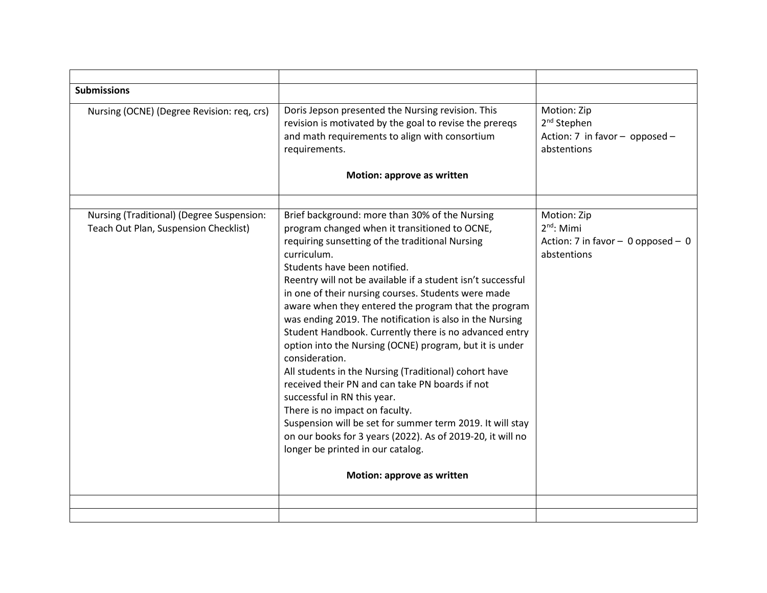| | | |
|---|---|---|
| **Submissions** | | |
| Nursing (OCNE) (Degree Revision: req, crs) | Doris Jepson presented the Nursing revision. This revision is motivated by the goal to revise the prereqs and math requirements to align with consortium requirements.<br><br>**Motion: approve as written** | Motion: Zip<br>2nd Stephen<br>Action: 7 in favor – opposed – abstentions |
| | | |
| Nursing (Traditional) (Degree Suspension: Teach Out Plan, Suspension Checklist) | Brief background: more than 30% of the Nursing program changed when it transitioned to OCNE, requiring sunsetting of the traditional Nursing curriculum.<br>Students have been notified.<br>Reentry will not be available if a student isn't successful in one of their nursing courses. Students were made aware when they entered the program that the program was ending 2019. The notification is also in the Nursing Student Handbook. Currently there is no advanced entry option into the Nursing (OCNE) program, but it is under consideration.<br>All students in the Nursing (Traditional) cohort have received their PN and can take PN boards if not successful in RN this year.<br>There is no impact on faculty.<br>Suspension will be set for summer term 2019. It will stay on our books for 3 years (2022). As of 2019-20, it will no longer be printed in our catalog.<br><br>**Motion: approve as written** | Motion: Zip<br>2nd: Mimi<br>Action: 7 in favor – 0 opposed – 0 abstentions |
| | | |
| | | |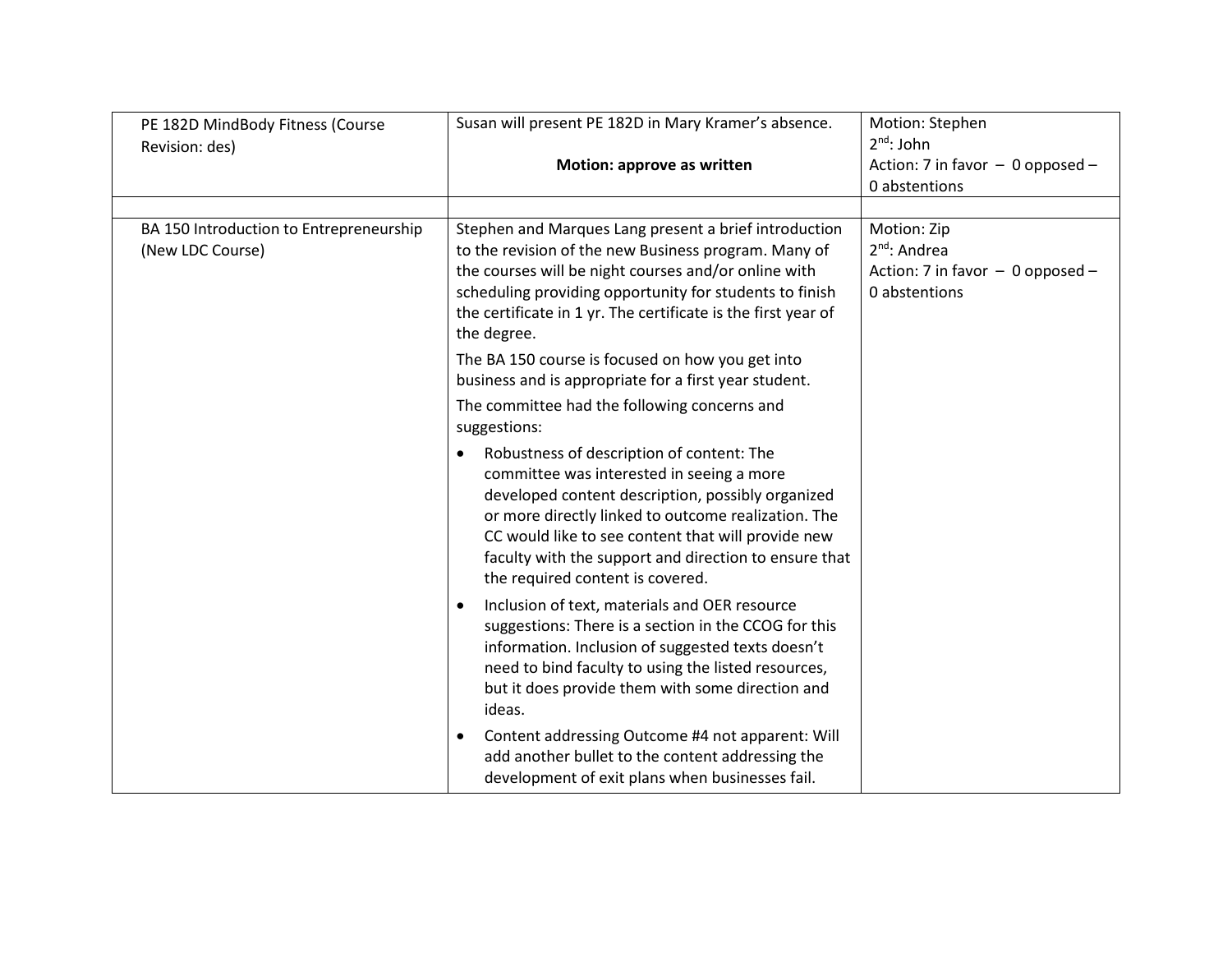| | | |
|---|---|---|
| PE 182D MindBody Fitness (Course Revision: des) | Susan will present PE 182D in Mary Kramer's absence.<br><br>**Motion: approve as written** | Motion: Stephen<br>2nd: John<br>Action: 7 in favor – 0 opposed – 0 abstentions |
| | | |
| BA 150 Introduction to Entrepreneurship (New LDC Course) | Stephen and Marques Lang present a brief introduction to the revision of the new Business program. Many of the courses will be night courses and/or online with scheduling providing opportunity for students to finish the certificate in 1 yr. The certificate is the first year of the degree.<br><br>The BA 150 course is focused on how you get into business and is appropriate for a first year student.<br><br>The committee had the following concerns and suggestions:<br><br>• Robustness of description of content: The committee was interested in seeing a more developed content description, possibly organized or more directly linked to outcome realization. The CC would like to see content that will provide new faculty with the support and direction to ensure that the required content is covered.<br><br>• Inclusion of text, materials and OER resource suggestions: There is a section in the CCOG for this information. Inclusion of suggested texts doesn't need to bind faculty to using the listed resources, but it does provide them with some direction and ideas.<br><br>• Content addressing Outcome #4 not apparent: Will add another bullet to the content addressing the development of exit plans when businesses fail. | Motion: Zip<br>2nd: Andrea<br>Action: 7 in favor – 0 opposed – 0 abstentions |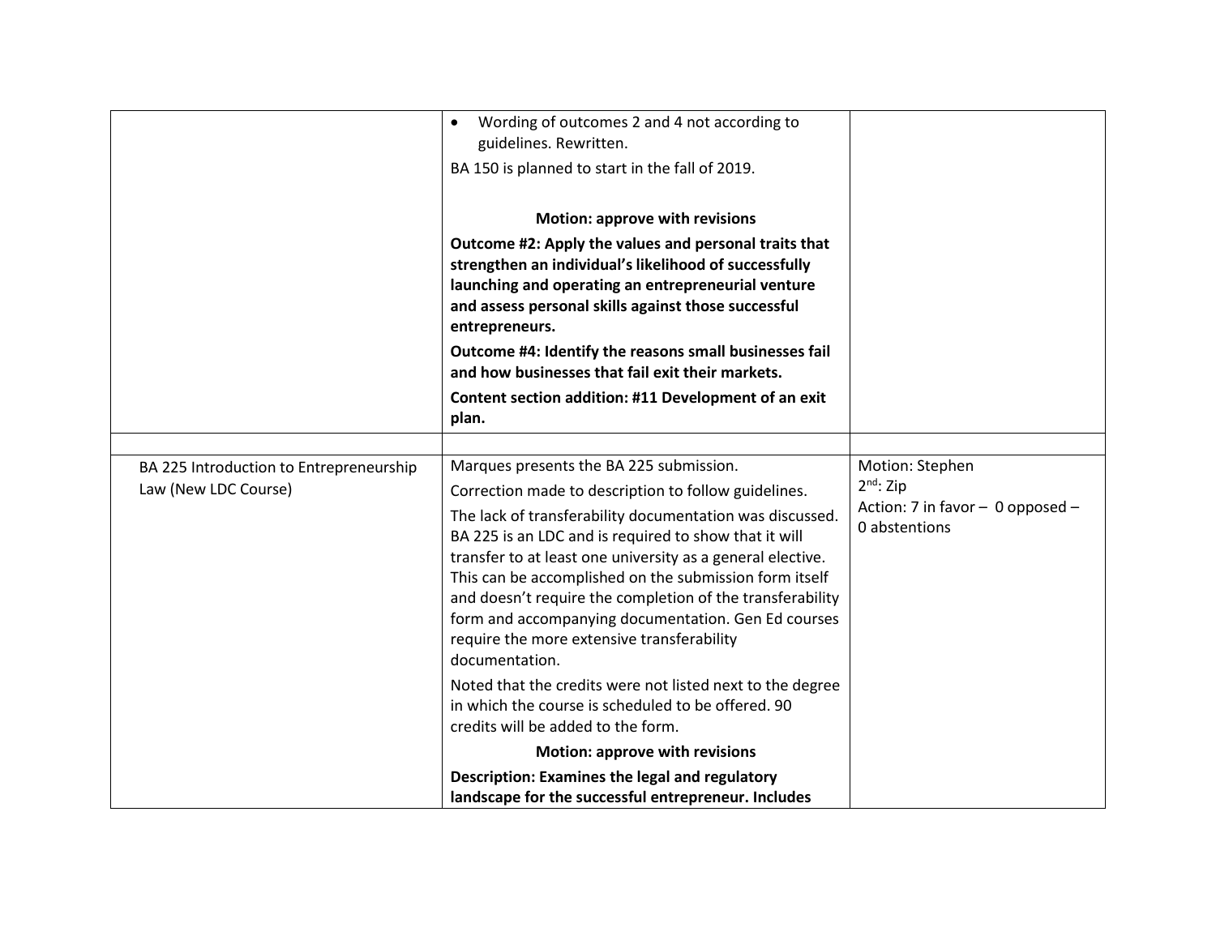| | | |
|---|---|---|
| | • Wording of outcomes 2 and 4 not according to guidelines. Rewritten.<br>BA 150 is planned to start in the fall of 2019.<br><br>**Motion: approve with revisions**<br>**Outcome #2: Apply the values and personal traits that strengthen an individual's likelihood of successfully launching and operating an entrepreneurial venture and assess personal skills against those successful entrepreneurs.**<br>**Outcome #4: Identify the reasons small businesses fail and how businesses that fail exit their markets.**<br>**Content section addition: #11 Development of an exit plan.** | |
| | | |
| BA 225 Introduction to Entrepreneurship Law (New LDC Course) | Marques presents the BA 225 submission.<br>Correction made to description to follow guidelines.<br>The lack of transferability documentation was discussed. BA 225 is an LDC and is required to show that it will transfer to at least one university as a general elective. This can be accomplished on the submission form itself and doesn't require the completion of the transferability form and accompanying documentation. Gen Ed courses require the more extensive transferability documentation.<br>Noted that the credits were not listed next to the degree in which the course is scheduled to be offered. 90 credits will be added to the form.<br>**Motion: approve with revisions**<br>**Description: Examines the legal and regulatory landscape for the successful entrepreneur. Includes** | Motion: Stephen<br>2nd: Zip<br>Action: 7 in favor – 0 opposed – 0 abstentions |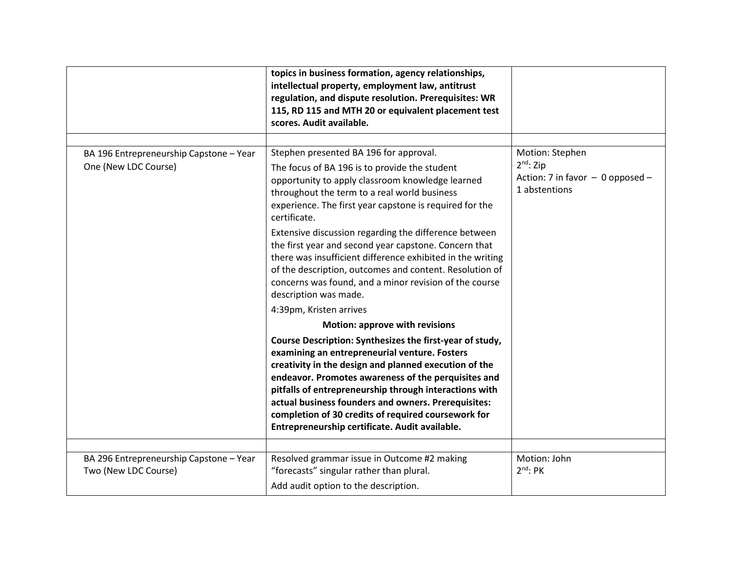| | | |
|---|---|---|
| | **topics in business formation, agency relationships, intellectual property, employment law, antitrust regulation, and dispute resolution. Prerequisites: WR 115, RD 115 and MTH 20 or equivalent placement test scores. Audit available.** | |
| | | |
| BA 196 Entrepreneurship Capstone – Year One (New LDC Course) | Stephen presented BA 196 for approval.<br>The focus of BA 196 is to provide the student opportunity to apply classroom knowledge learned throughout the term to a real world business experience. The first year capstone is required for the certificate.<br>Extensive discussion regarding the difference between the first year and second year capstone. Concern that there was insufficient difference exhibited in the writing of the description, outcomes and content. Resolution of concerns was found, and a minor revision of the course description was made.<br>4:39pm, Kristen arrives<br>**Motion: approve with revisions**<br>**Course Description: Synthesizes the first-year of study, examining an entrepreneurial venture. Fosters creativity in the design and planned execution of the endeavor. Promotes awareness of the perquisites and pitfalls of entrepreneurship through interactions with actual business founders and owners. Prerequisites: completion of 30 credits of required coursework for Entrepreneurship certificate. Audit available.** | Motion: Stephen<br>2nd: Zip<br>Action: 7 in favor – 0 opposed – 1 abstentions |
| | | |
| BA 296 Entrepreneurship Capstone – Year Two (New LDC Course) | Resolved grammar issue in Outcome #2 making "forecasts" singular rather than plural.<br>Add audit option to the description. | Motion: John<br>2nd: PK |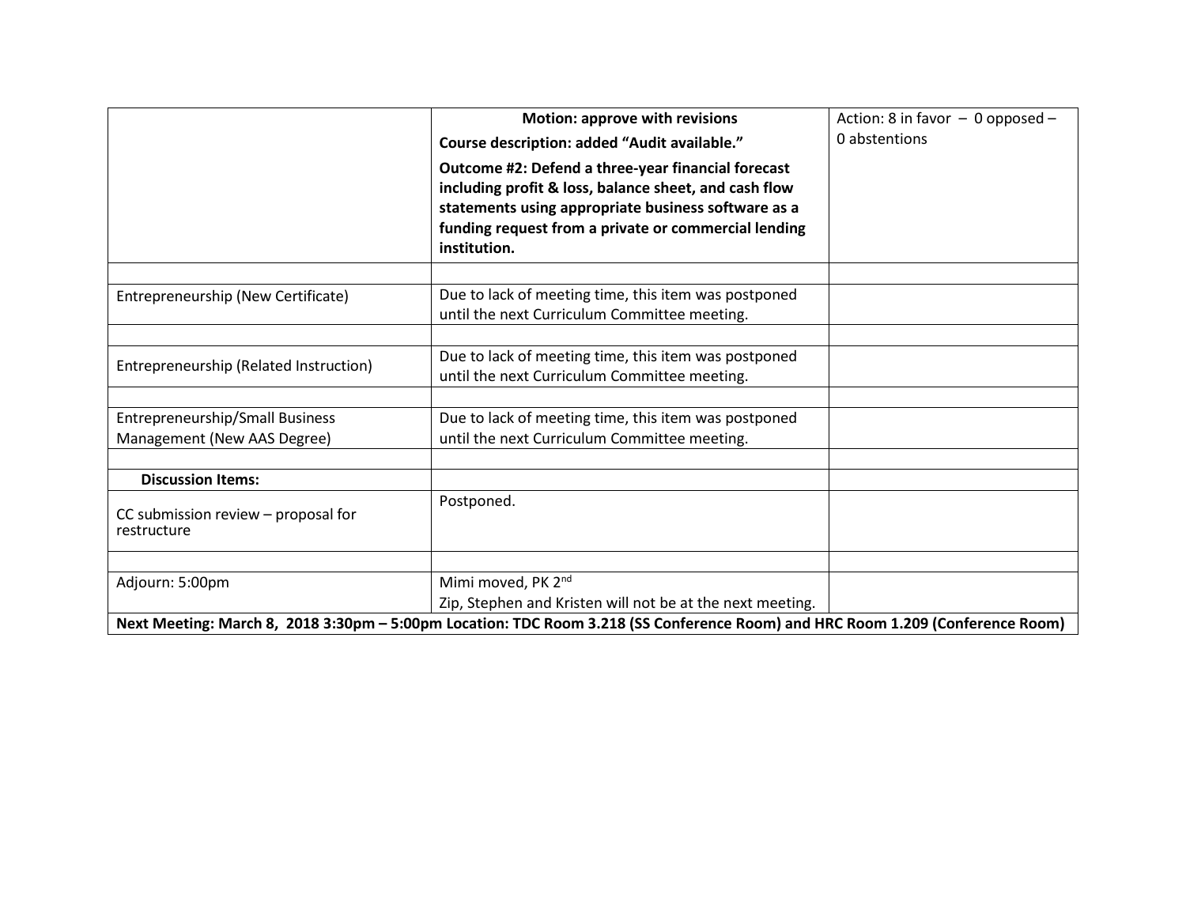| | | |
|---|---|---|
| | **Motion: approve with revisions** **Course description: added "Audit available."** **Outcome #2: Defend a three-year financial forecast including profit & loss, balance sheet, and cash flow statements using appropriate business software as a funding request from a private or commercial lending institution.** | Action: 8 in favor – 0 opposed – 0 abstentions |
| | | |
| Entrepreneurship (New Certificate) | Due to lack of meeting time, this item was postponed until the next Curriculum Committee meeting. | |
| | | |
| Entrepreneurship (Related Instruction) | Due to lack of meeting time, this item was postponed until the next Curriculum Committee meeting. | |
| | | |
| Entrepreneurship/Small Business Management (New AAS Degree) | Due to lack of meeting time, this item was postponed until the next Curriculum Committee meeting. | |
| | | |
| **Discussion Items:** | | |
| CC submission review – proposal for restructure | Postponed. | |
| | | |
| Adjourn: 5:00pm | Mimi moved, PK 2nd Zip, Stephen and Kristen will not be at the next meeting. | |
| **Next Meeting: March 8, 2018 3:30pm – 5:00pm Location: TDC Room 3.218 (SS Conference Room) and HRC Room 1.209 (Conference Room)** | | |